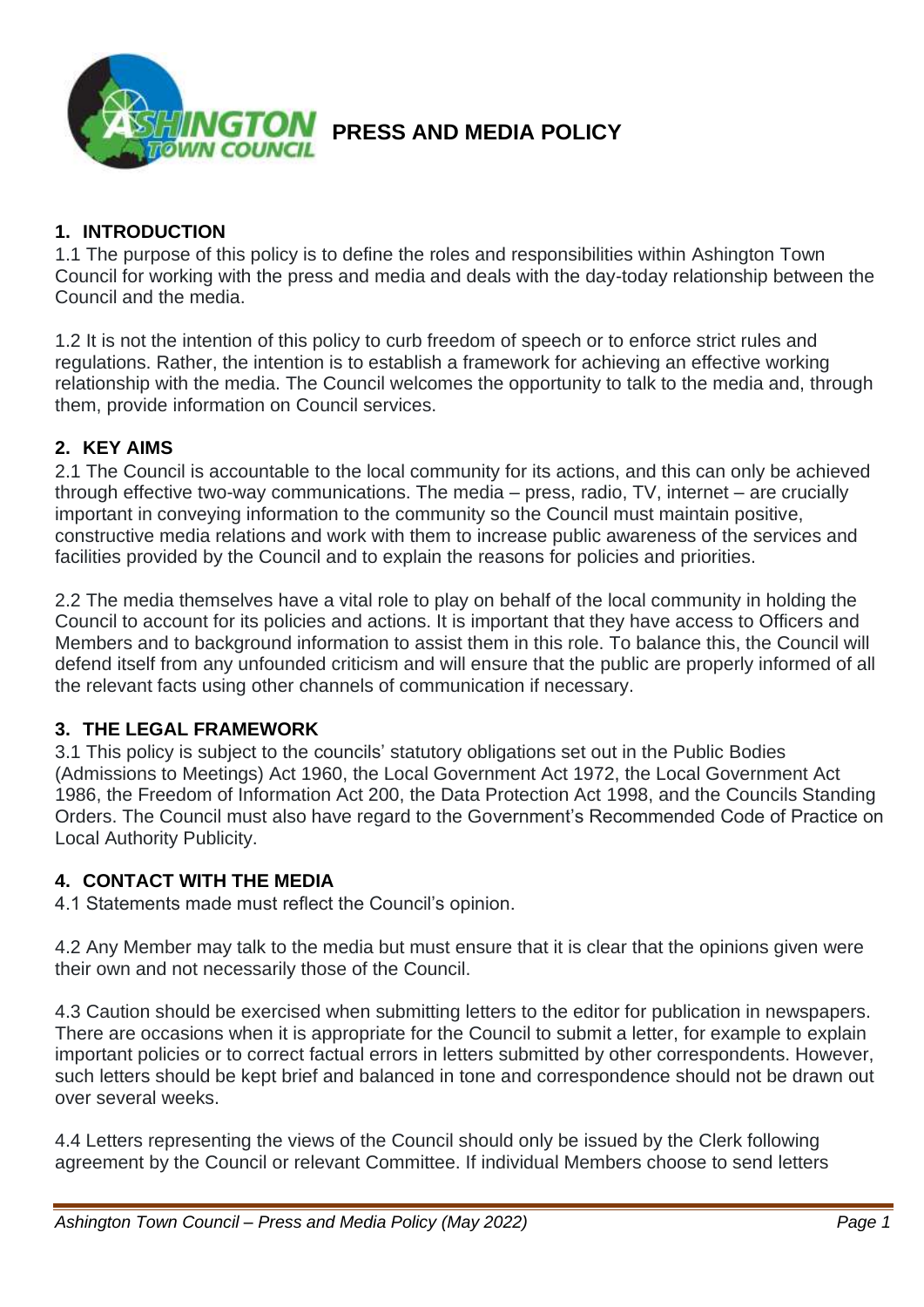# PRESS AND MEDIA POLICY

## 1. INTRODUCTION

1.1 The purpose of this policy is to define the roles and responsibilities within Ashington Town Council for working with the press and media and deals with the day-today relationship between the Council and the media.

1.2 It is not the intention of this policy to curb freedom of speech or to enforce strict rules and regulations. Rather, the intention is to establish a framework for achieving an effective working relationship with the media. The Council welcomes the opportunity to talk to the media and, through them, provide information on Council services.

## 2. KEY AIMS

2.1 The Council is accountable to the local community for its actions, and this can only be achieved through effective two-way communications. The media – press, radio, TV, internet – are crucially important in conveying information to the community so the Council must maintain positive, constructive media relations and work with them to increase public awareness of the services and facilities provided by the Council and to explain the reasons for policies and priorities.

2.2 The media themselves have a vital role to play on behalf of the local community in holding the Council to account for its policies and actions. It is important that they have access to Officers and Members and to background information to assist them in this role. To balance this, the Council will defend itself from any unfounded criticism and will ensure that the public are properly informed of all the relevant facts using other channels of communication if necessary.

## 3. THE LEGAL FRAMEWORK

3.1 This policy is subject to the councils' statutory obligations set out in the Public Bodies (Admissions to Meetings) Act 1960, the Local Government Act 1972, the Local Government Act 1986, the Freedom of Information Act 200, the Data Protection Act 1998, and the Councils Standing Orders. The Council must also have regard to the Government's Recommended Code of Practice on Local Authority Publicity.

## 4. CONTACT WITH THE MEDIA

4.1 Statements made must reflect the Council's opinion.

4.2 Any Member may talk to the media but must ensure that it is clear that the opinions given were their own and not necessarily those of the Council.

4.3 Caution should be exercised when submitting letters to the editor for publication in newspapers. There are occasions when it is appropriate for the Council to submit a letter, for example to explain important policies or to correct factual errors in letters submitted by other correspondents. However, such letters should be kept brief and balanced in tone and correspondence should not be drawn out over several weeks.

4.4 Letters representing the views of the Council should only be issued by the Clerk following agreement by the Council or relevant Committee. If individual Members choose to send letters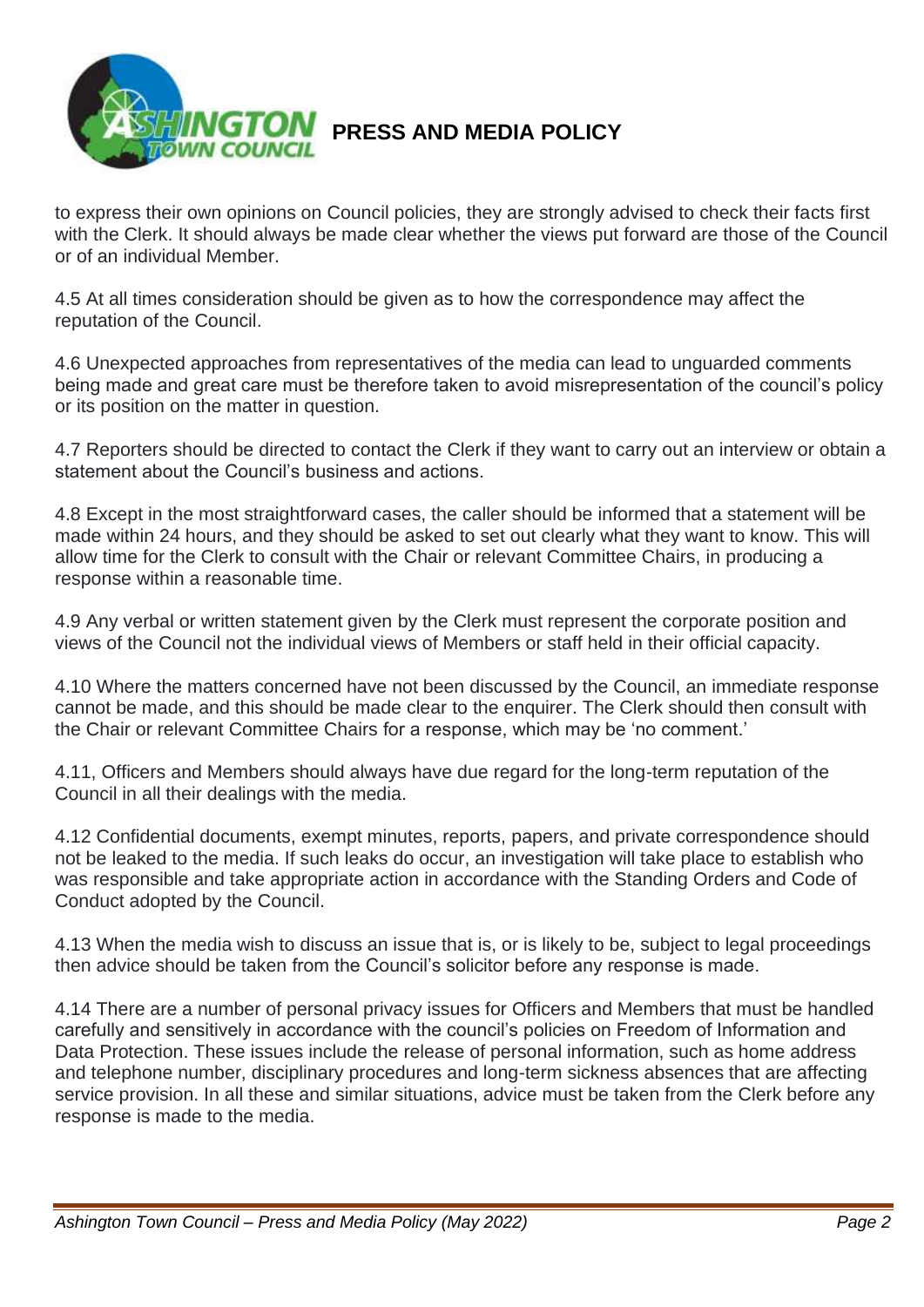to express their own opinions on Council policies, they are strongly advised to check their facts first with the Clerk. It should always be made clear whether the views put forward are those of the Council or of an individual Member.

4.5 At all times consideration should be given as to how the correspondence may affect the reputation of the Council.

4.6 Unexpected approaches from representatives of the media can lead to unguarded comments being made and great care must be therefore taken to avoid misrepresentation of the council's policy or its position on the matter in question.

4.7 Reporters should be directed to contact the Clerk if they want to carry out an interview or obtain a statement about the Council's business and actions.

4.8 Except in the most straightforward cases, the caller should be informed that a statement will be made within 24 hours, and they should be asked to set out clearly what they want to know. This will allow time for the Clerk to consult with the Chair or relevant Committee Chairs, in producing a response within a reasonable time.

4.9 Any verbal or written statement given by the Clerk must represent the corporate position and views of the Council not the individual views of Members or staff held in their official capacity.

4.10 Where the matters concerned have not been discussed by the Council, an immediate response cannot be made, and this should be made clear to the enquirer. The Clerk should then consult with the Chair or relevant Committee Chairs for a response, which may be 'no comment.'

4.11, Officers and Members should always have due regard for the long-term reputation of the Council in all their dealings with the media.

4.12 Confidential documents, exempt minutes, reports, papers, and private correspondence should not be leaked to the media. If such leaks do occur, an investigation will take place to establish who was responsible and take appropriate action in accordance with the Standing Orders and Code of Conduct adopted by the Council.

4.13 When the media wish to discuss an issue that is, or is likely to be, subject to legal proceedings then advice should be taken from the Council's solicitor before any response is made.

4.14 There are a number of personal privacy issues for Officers and Members that must be handled carefully and sensitively in accordance with the council's policies on Freedom of Information and Data Protection. These issues include the release of personal information, such as home address and telephone number, disciplinary procedures and long-term sickness absences that are affecting service provision. In all these and similar situations, advice must be taken from the Clerk before any response is made to the media.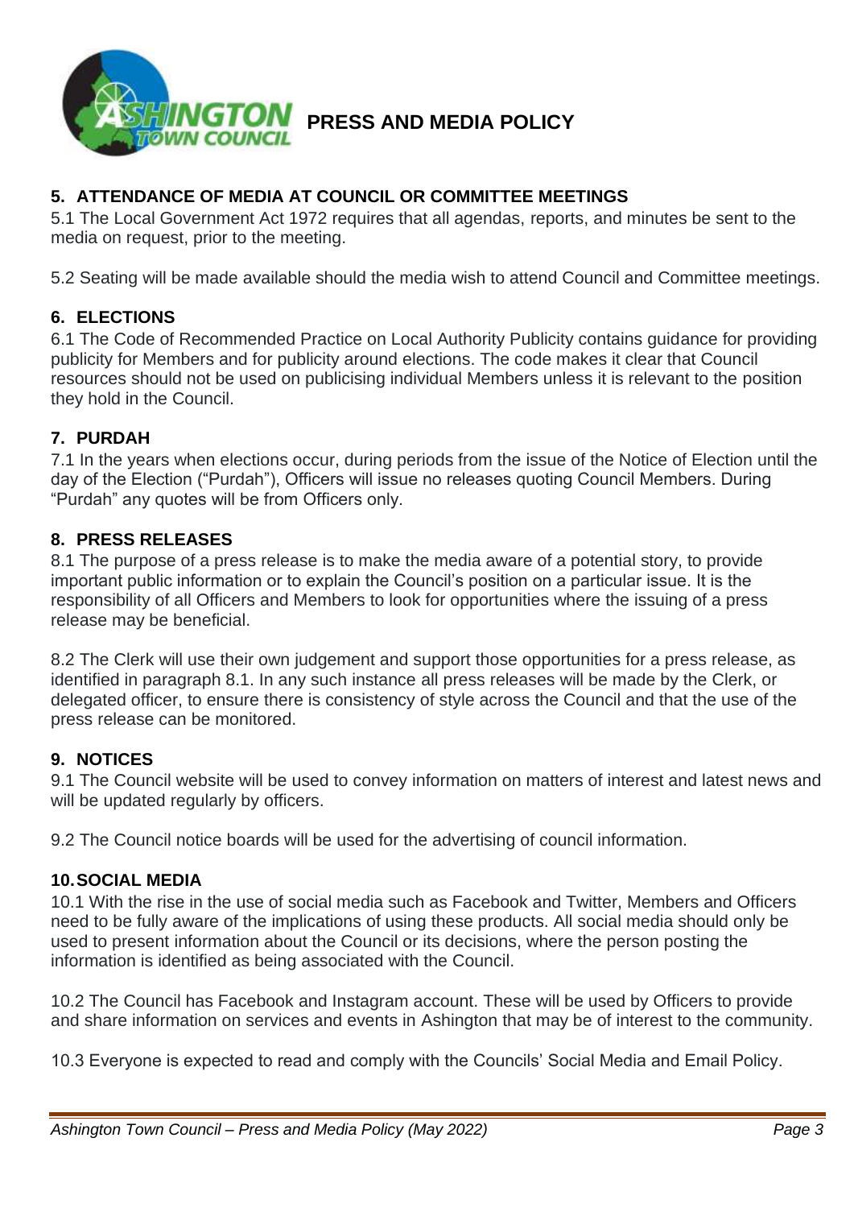# PRESS AND MEDIA POLICY

## 5. ATTENDANCE OF MEDIA AT COUNCIL OR COMMITTEE MEETINGS

5.1 The Local Government Act 1972 requires that all agendas, reports, and minutes be sent to the media on request, prior to the meeting.

5.2 Seating will be made available should the media wish to attend Council and Committee meetings.

## 6. ELECTIONS

6.1 The Code of Recommended Practice on Local Authority Publicity contains guidance for providing publicity for Members and for publicity around elections. The code makes it clear that Council resources should not be used on publicising individual Members unless it is relevant to the position they hold in the Council.

## 7. PURDAH

7.1 In the years when elections occur, during periods from the issue of the Notice of Election until the day of the Election ("Purdah"), Officers will issue no releases quoting Council Members. During "Purdah" any quotes will be from Officers only.

## 8. PRESS RELEASES

8.1 The purpose of a press release is to make the media aware of a potential story, to provide important public information or to explain the Council's position on a particular issue. It is the responsibility of all Officers and Members to look for opportunities where the issuing of a press release may be beneficial.

8.2 The Clerk will use their own judgement and support those opportunities for a press release, as identified in paragraph 8.1. In any such instance all press releases will be made by the Clerk, or delegated officer, to ensure there is consistency of style across the Council and that the use of the press release can be monitored.

## 9. NOTICES

9.1 The Council website will be used to convey information on matters of interest and latest news and will be updated regularly by officers.

9.2 The Council notice boards will be used for the advertising of council information.

## 10. SOCIAL MEDIA

10.1 With the rise in the use of social media such as Facebook and Twitter, Members and Officers need to be fully aware of the implications of using these products. All social media should only be used to present information about the Council or its decisions, where the person posting the information is identified as being associated with the Council.

10.2 The Council has Facebook and Instagram account. These will be used by Officers to provide and share information on services and events in Ashington that may be of interest to the community.

10.3 Everyone is expected to read and comply with the Councils' Social Media and Email Policy.